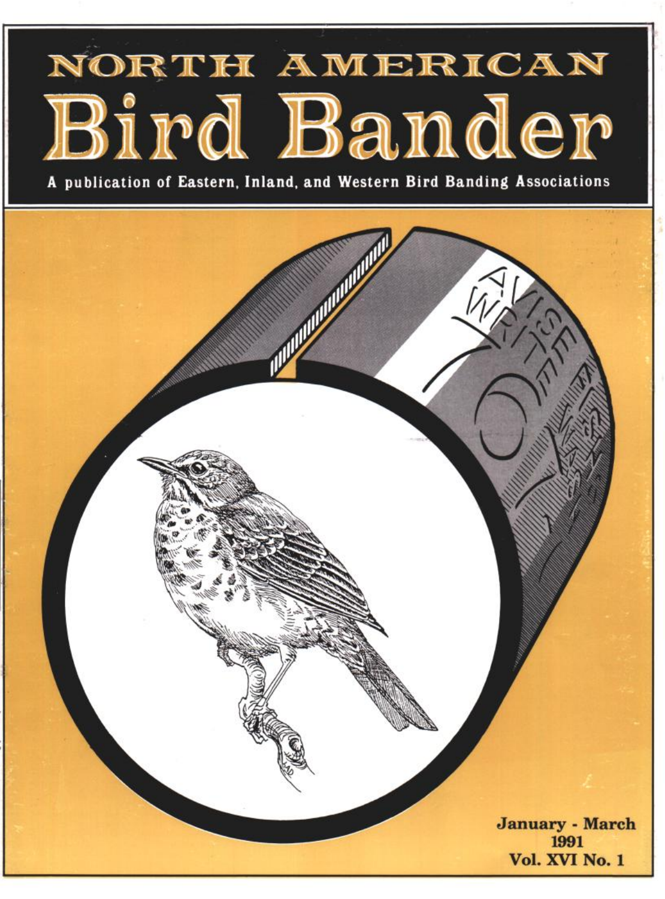# NORTH AMERICAN Bird Bander

A publication of Eastern, Inland, and Western Bird Banding Associations

January - March
1991
Vol. XVI No. 1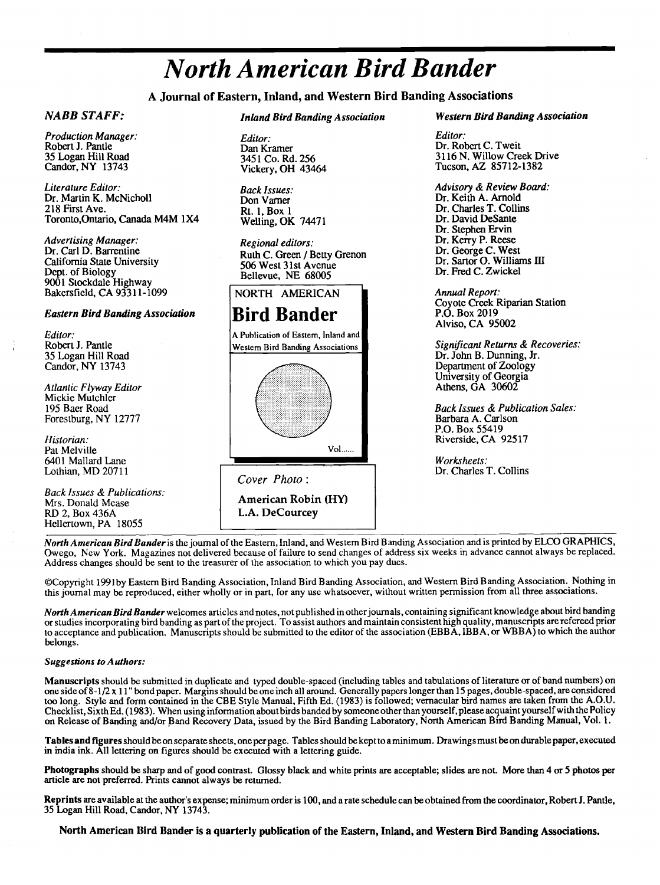# North American Bird Bander

**A Journal of Eastern, Inland, and Western Bird Banding Associations**

### *NABB STAFF:*

*Production Manager:*
Robert J. Pantle
35 Logan Hill Road
Candor, NY 13743

*Literature Editor:*
Dr. Martin K. McNicholl
218 First Ave.
Toronto,Ontario, Canada M4M 1X4

*Advertising Manager:*
Dr. Carl D. Barrentine
California State University
Dept. of Biology
9001 Stockdale Highway
Bakersfield, CA 93311-1099

### *Eastern Bird Banding Association*

*Editor:*
Robert J. Pantle
35 Logan Hill Road
Candor, NY 13743

*Atlantic Flyway Editor*
Mickie Mutchler
195 Baer Road
Forestburg, NY 12777

*Historian:*
Pat Melville
6401 Mallard Lane
Lothian, MD 20711

*Back Issues & Publications:*
Mrs. Donald Mease
RD 2, Box 436A
Hellertown, PA 18055

### *Inland Bird Banding Association*

*Editor:*
Dan Kramer
3451 Co. Rd. 256
Vickery, OH 43464

*Back Issues:*
Don Varner
Rt. 1, Box 1
Welling, OK 74471

*Regional editors:*
Ruth C. Green / Betty Grenon
506 West 31st Avenue
Bellevue, NE 68005

NORTH AMERICAN
**Bird Bander**
A Publication of Eastern, Inland and Western Bird Banding Associations
Vol......

*Cover Photo* :
American Robin (HY)
L.A. DeCourcey

### *Western Bird Banding Association*

*Editor:*
Dr. Robert C. Tweit
3116 N. Willow Creek Drive
Tucson, AZ 85712-1382

*Advisory & Review Board:*
Dr. Keith A. Arnold
Dr. Charles T. Collins
Dr. David DeSante
Dr. Stephen Ervin
Dr. Kerry P. Reese
Dr. George C. West
Dr. Sartor O. Williams III
Dr. Fred C. Zwickel

*Annual Report:*
Coyote Creek Riparian Station
P.O. Box 2019
Alviso, CA 95002

*Significant Returns & Recoveries:*
Dr. John B. Dunning, Jr.
Department of Zoology
University of Georgia
Athens, GA 30602

*Back Issues & Publication Sales:*
Barbara A. Carlson
P.O. Box 55419
Riverside, CA 92517

*Worksheets:*
Dr. Charles T. Collins

---

*North American Bird Bander* is the journal of the Eastern, Inland, and Western Bird Banding Association and is printed by ELCO GRAPHICS, Owego, New York. Magazines not delivered because of failure to send changes of address six weeks in advance cannot always be replaced. Address changes should be sent to the treasurer of the association to which you pay dues.

©Copyright 1991by Eastern Bird Banding Association, Inland Bird Banding Association, and Western Bird Banding Association. Nothing in this journal may be reproduced, either wholly or in part, for any use whatsoever, without written permission from all three associations.

*North American Bird Bander* welcomes articles and notes, not published in other journals, containing significant knowledge about bird banding or studies incorporating bird banding as part of the project. To assist authors and maintain consistent high quality, manuscripts are refereed prior to acceptance and publication. Manuscripts should be submitted to the editor of the association (EBBA, IBBA, or WBBA) to which the author belongs.

### *Suggestions to Authors:*

**Manuscripts** should be submitted in duplicate and typed double-spaced (including tables and tabulations of literature or of band numbers) on one side of 8-1/2 x 11" bond paper. Margins should be one inch all around. Generally papers longer than 15 pages, double-spaced, are considered too long. Style and form contained in the CBE Style Manual, Fifth Ed. (1983) is followed; vernacular bird names are taken from the A.O.U. Checklist, Sixth Ed. (1983). When using information about birds banded by someone other than yourself, please acquaint yourself with the Policy on Release of Banding and/or Band Recovery Data, issued by the Bird Banding Laboratory, North American Bird Banding Manual, Vol. 1.

**Tables and figures** should be on separate sheets, one per page. Tables should be kept to a minimum. Drawings must be on durable paper, executed in india ink. All lettering on figures should be executed with a lettering guide.

**Photographs** should be sharp and of good contrast. Glossy black and white prints are acceptable; slides are not. More than 4 or 5 photos per article are not preferred. Prints cannot always be returned.

**Reprints** are available at the author's expense; minimum order is 100, and a rate schedule can be obtained from the coordinator, Robert J. Pantle, 35 Logan Hill Road, Candor, NY 13743.

**North American Bird Bander is a quarterly publication of the Eastern, Inland, and Western Bird Banding Associations.**